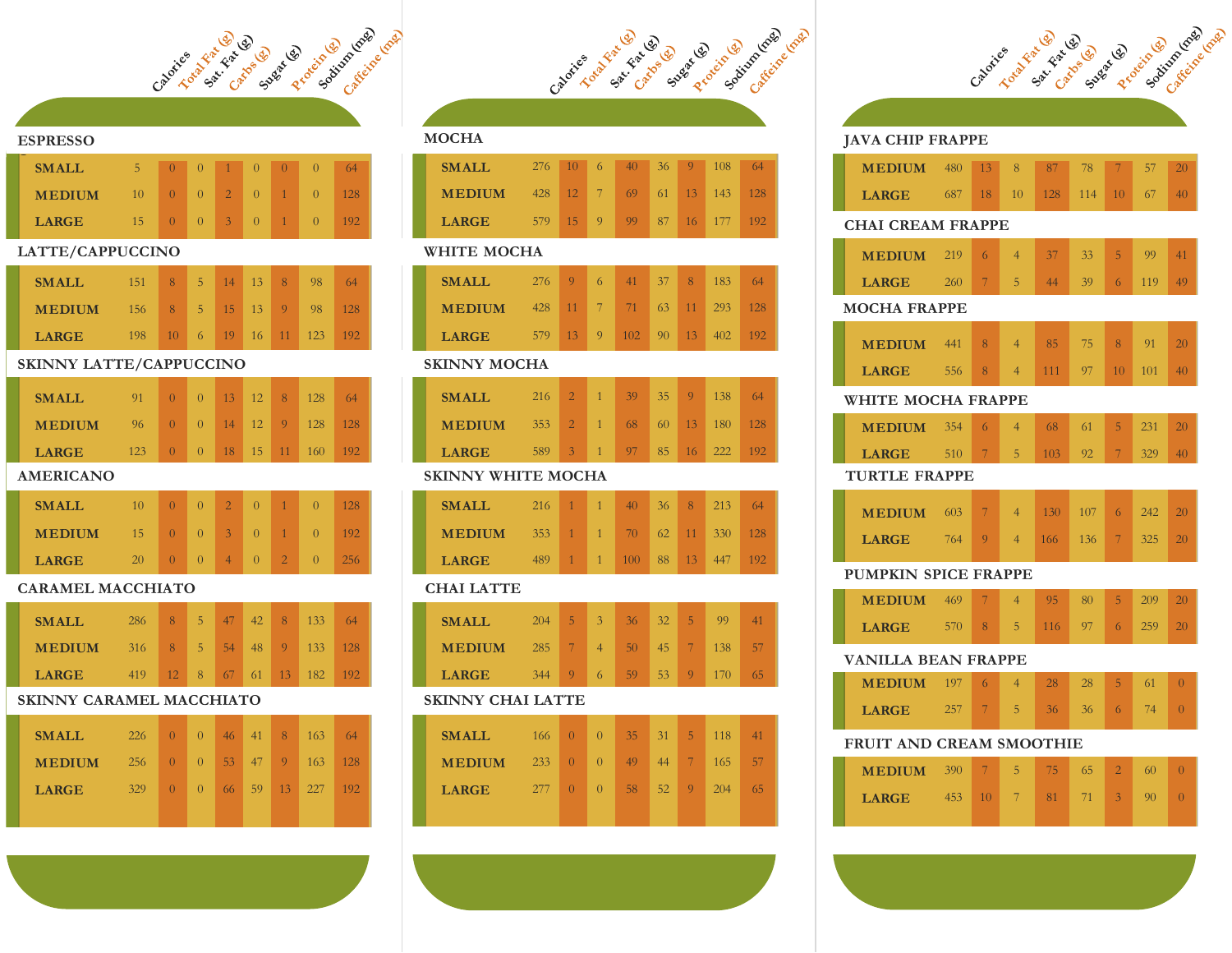| | Calories | Total Fat (g) | Sat. Fat (g) | Carbs (g) | Sugar (g) | Protein (g) | Sodium (mg) | Caffeine (mg) |
|---|---|---|---|---|---|---|---|---|
| **ESPRESSO** | | | | | | | | |
| SMALL | 5 | 0 | 0 | 1 | 0 | 0 | 0 | 64 |
| MEDIUM | 10 | 0 | 0 | 2 | 0 | 1 | 0 | 128 |
| LARGE | 15 | 0 | 0 | 3 | 0 | 1 | 0 | 192 |
| **LATTE/CAPPUCCINO** | | | | | | | | |
| SMALL | 151 | 8 | 5 | 14 | 13 | 8 | 98 | 64 |
| MEDIUM | 156 | 8 | 5 | 15 | 13 | 9 | 98 | 128 |
| LARGE | 198 | 10 | 6 | 19 | 16 | 11 | 123 | 192 |
| **SKINNY LATTE/CAPPUCCINO** | | | | | | | | |
| SMALL | 91 | 0 | 0 | 13 | 12 | 8 | 128 | 64 |
| MEDIUM | 96 | 0 | 0 | 14 | 12 | 9 | 128 | 128 |
| LARGE | 123 | 0 | 0 | 18 | 15 | 11 | 160 | 192 |
| **AMERICANO** | | | | | | | | |
| SMALL | 10 | 0 | 0 | 2 | 0 | 1 | 0 | 128 |
| MEDIUM | 15 | 0 | 0 | 3 | 0 | 1 | 0 | 192 |
| LARGE | 20 | 0 | 0 | 4 | 0 | 2 | 0 | 256 |
| **CARAMEL MACCHIATO** | | | | | | | | |
| SMALL | 286 | 8 | 5 | 47 | 42 | 8 | 133 | 64 |
| MEDIUM | 316 | 8 | 5 | 54 | 48 | 9 | 133 | 128 |
| LARGE | 419 | 12 | 8 | 67 | 61 | 13 | 182 | 192 |
| **SKINNY CARAMEL MACCHIATO** | | | | | | | | |
| SMALL | 226 | 0 | 0 | 46 | 41 | 8 | 163 | 64 |
| MEDIUM | 256 | 0 | 0 | 53 | 47 | 9 | 163 | 128 |
| LARGE | 329 | 0 | 0 | 66 | 59 | 13 | 227 | 192 |

| | Calories | Total Fat (g) | Sat. Fat (g) | Carbs (g) | Sugar (g) | Protein (g) | Sodium (mg) | Caffeine (mg) |
|---|---|---|---|---|---|---|---|---|
| **MOCHA** | | | | | | | | |
| SMALL | 276 | 10 | 6 | 40 | 36 | 9 | 108 | 64 |
| MEDIUM | 428 | 12 | 7 | 69 | 61 | 13 | 143 | 128 |
| LARGE | 579 | 15 | 9 | 99 | 87 | 16 | 177 | 192 |
| **WHITE MOCHA** | | | | | | | | |
| SMALL | 276 | 9 | 6 | 41 | 37 | 8 | 183 | 64 |
| MEDIUM | 428 | 11 | 7 | 71 | 63 | 11 | 293 | 128 |
| LARGE | 579 | 13 | 9 | 102 | 90 | 13 | 402 | 192 |
| **SKINNY MOCHA** | | | | | | | | |
| SMALL | 216 | 2 | 1 | 39 | 35 | 9 | 138 | 64 |
| MEDIUM | 353 | 2 | 1 | 68 | 60 | 13 | 180 | 128 |
| LARGE | 589 | 3 | 1 | 97 | 85 | 16 | 222 | 192 |
| **SKINNY WHITE MOCHA** | | | | | | | | |
| SMALL | 216 | 1 | 1 | 40 | 36 | 8 | 213 | 64 |
| MEDIUM | 353 | 1 | 1 | 70 | 62 | 11 | 330 | 128 |
| LARGE | 489 | 1 | 1 | 100 | 88 | 13 | 447 | 192 |
| **CHAI LATTE** | | | | | | | | |
| SMALL | 204 | 5 | 3 | 36 | 32 | 5 | 99 | 41 |
| MEDIUM | 285 | 7 | 4 | 50 | 45 | 7 | 138 | 57 |
| LARGE | 344 | 9 | 6 | 59 | 53 | 9 | 170 | 65 |
| **SKINNY CHAI LATTE** | | | | | | | | |
| SMALL | 166 | 0 | 0 | 35 | 31 | 5 | 118 | 41 |
| MEDIUM | 233 | 0 | 0 | 49 | 44 | 7 | 165 | 57 |
| LARGE | 277 | 0 | 0 | 58 | 52 | 9 | 204 | 65 |

| | Calories | Total Fat (g) | Sat. Fat (g) | Carbs (g) | Sugar (g) | Protein (g) | Sodium (mg) | Caffeine (mg) |
|---|---|---|---|---|---|---|---|---|
| **JAVA CHIP FRAPPE** | | | | | | | | |
| MEDIUM | 480 | 13 | 8 | 87 | 78 | 7 | 57 | 20 |
| LARGE | 687 | 18 | 10 | 128 | 114 | 10 | 67 | 40 |
| **CHAI CREAM FRAPPE** | | | | | | | | |
| MEDIUM | 219 | 6 | 4 | 37 | 33 | 5 | 99 | 41 |
| LARGE | 260 | 7 | 5 | 44 | 39 | 6 | 119 | 49 |
| **MOCHA FRAPPE** | | | | | | | | |
| MEDIUM | 441 | 8 | 4 | 85 | 75 | 8 | 91 | 20 |
| LARGE | 556 | 8 | 4 | 111 | 97 | 10 | 101 | 40 |
| **WHITE MOCHA FRAPPE** | | | | | | | | |
| MEDIUM | 354 | 6 | 4 | 68 | 61 | 5 | 231 | 20 |
| LARGE | 510 | 7 | 5 | 103 | 92 | 7 | 329 | 40 |
| **TURTLE FRAPPE** | | | | | | | | |
| MEDIUM | 603 | 7 | 4 | 130 | 107 | 6 | 242 | 20 |
| LARGE | 764 | 9 | 4 | 166 | 136 | 7 | 325 | 20 |
| **PUMPKIN SPICE FRAPPE** | | | | | | | | |
| MEDIUM | 469 | 7 | 4 | 95 | 80 | 5 | 209 | 20 |
| LARGE | 570 | 8 | 5 | 116 | 97 | 6 | 259 | 20 |
| **VANILLA BEAN FRAPPE** | | | | | | | | |
| MEDIUM | 197 | 6 | 4 | 28 | 28 | 5 | 61 | 0 |
| LARGE | 257 | 7 | 5 | 36 | 36 | 6 | 74 | 0 |
| **FRUIT AND CREAM SMOOTHIE** | | | | | | | | |
| MEDIUM | 390 | 7 | 5 | 75 | 65 | 2 | 60 | 0 |
| LARGE | 453 | 10 | 7 | 81 | 71 | 3 | 90 | 0 |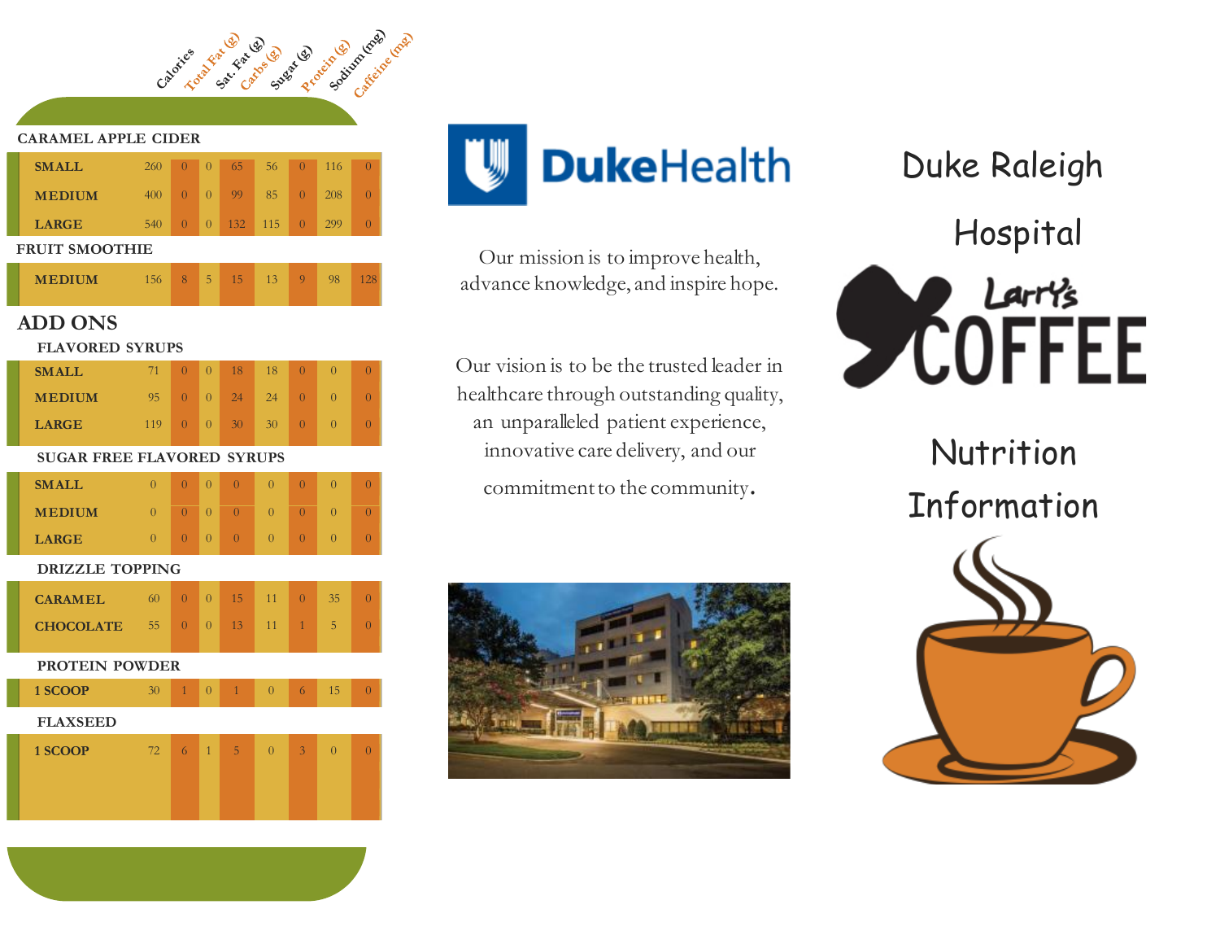| | Calories | Total Fat (g) | Sat. Fat (g) | Carbs (g) | Sugar (g) | Protein (g) | Sodium (mg) | Caffeine (mg) |
|---|---|---|---|---|---|---|---|---|
| **CARAMEL APPLE CIDER** | | | | | | | | |
| SMALL | 260 | 0 | 0 | 65 | 56 | 0 | 116 | 0 |
| MEDIUM | 400 | 0 | 0 | 99 | 85 | 0 | 208 | 0 |
| LARGE | 540 | 0 | 0 | 132 | 115 | 0 | 299 | 0 |
| **FRUIT SMOOTHIE** | | | | | | | | |
| MEDIUM | 156 | 8 | 5 | 15 | 13 | 9 | 98 | 128 |

## ADD ONS

| | Calories | Total Fat (g) | Sat. Fat (g) | Carbs (g) | Sugar (g) | Protein (g) | Sodium (mg) | Caffeine (mg) |
|---|---|---|---|---|---|---|---|---|
| **FLAVORED SYRUPS** | | | | | | | | |
| SMALL | 71 | 0 | 0 | 18 | 18 | 0 | 0 | 0 |
| MEDIUM | 95 | 0 | 0 | 24 | 24 | 0 | 0 | 0 |
| LARGE | 119 | 0 | 0 | 30 | 30 | 0 | 0 | 0 |
| **SUGAR FREE FLAVORED SYRUPS** | | | | | | | | |
| SMALL | 0 | 0 | 0 | 0 | 0 | 0 | 0 | 0 |
| MEDIUM | 0 | 0 | 0 | 0 | 0 | 0 | 0 | 0 |
| LARGE | 0 | 0 | 0 | 0 | 0 | 0 | 0 | 0 |
| **DRIZZLE TOPPING** | | | | | | | | |
| CARAMEL | 60 | 0 | 0 | 15 | 11 | 0 | 35 | 0 |
| CHOCOLATE | 55 | 0 | 0 | 13 | 11 | 1 | 5 | 0 |
| **PROTEIN POWDER** | | | | | | | | |
| 1 SCOOP | 30 | 1 | 0 | 1 | 0 | 6 | 15 | 0 |
| **FLAXSEED** | | | | | | | | |
| 1 SCOOP | 72 | 6 | 1 | 5 | 0 | 3 | 0 | 0 |

DukeHealth

Our mission is to improve health, advance knowledge, and inspire hope.

Our vision is to be the trusted leader in healthcare through outstanding quality, an unparalleled patient experience, innovative care delivery, and our commitment to the community.

# Duke Raleigh Hospital

Larry's COFFEE

# Nutrition Information